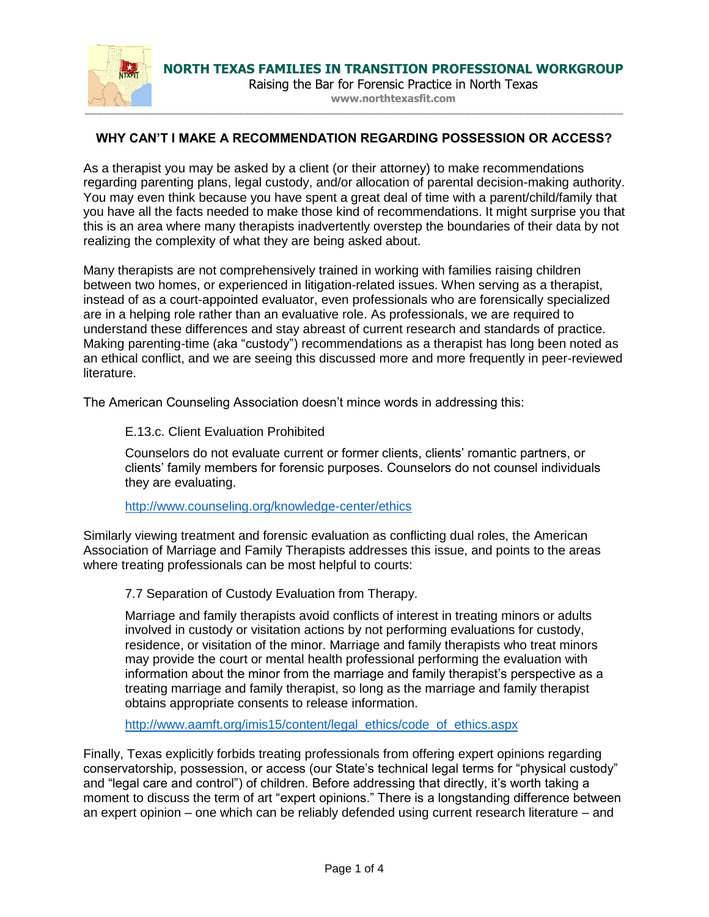**NORTH TEXAS FAMILIES IN TRANSITION PROFESSIONAL WORKGROUP**

Raising the Bar for Forensic Practice in North Texas

**www.northtexasfit.com**

## WHY CAN'T I MAKE A RECOMMENDATION REGARDING POSSESSION OR ACCESS?

As a therapist you may be asked by a client (or their attorney) to make recommendations regarding parenting plans, legal custody, and/or allocation of parental decision-making authority. You may even think because you have spent a great deal of time with a parent/child/family that you have all the facts needed to make those kind of recommendations. It might surprise you that this is an area where many therapists inadvertently overstep the boundaries of their data by not realizing the complexity of what they are being asked about.

Many therapists are not comprehensively trained in working with families raising children between two homes, or experienced in litigation-related issues. When serving as a therapist, instead of as a court-appointed evaluator, even professionals who are forensically specialized are in a helping role rather than an evaluative role. As professionals, we are required to understand these differences and stay abreast of current research and standards of practice. Making parenting-time (aka "custody") recommendations as a therapist has long been noted as an ethical conflict, and we are seeing this discussed more and more frequently in peer-reviewed literature.

The American Counseling Association doesn't mince words in addressing this:

> E.13.c. Client Evaluation Prohibited
>
> Counselors do not evaluate current or former clients, clients' romantic partners, or clients' family members for forensic purposes. Counselors do not counsel individuals they are evaluating.
>
> http://www.counseling.org/knowledge-center/ethics

Similarly viewing treatment and forensic evaluation as conflicting dual roles, the American Association of Marriage and Family Therapists addresses this issue, and points to the areas where treating professionals can be most helpful to courts:

> 7.7 Separation of Custody Evaluation from Therapy.
>
> Marriage and family therapists avoid conflicts of interest in treating minors or adults involved in custody or visitation actions by not performing evaluations for custody, residence, or visitation of the minor. Marriage and family therapists who treat minors may provide the court or mental health professional performing the evaluation with information about the minor from the marriage and family therapist's perspective as a treating marriage and family therapist, so long as the marriage and family therapist obtains appropriate consents to release information.
>
> http://www.aamft.org/imis15/content/legal_ethics/code_of_ethics.aspx

Finally, Texas explicitly forbids treating professionals from offering expert opinions regarding conservatorship, possession, or access (our State's technical legal terms for "physical custody" and "legal care and control") of children. Before addressing that directly, it's worth taking a moment to discuss the term of art "expert opinions." There is a longstanding difference between an expert opinion – one which can be reliably defended using current research literature – and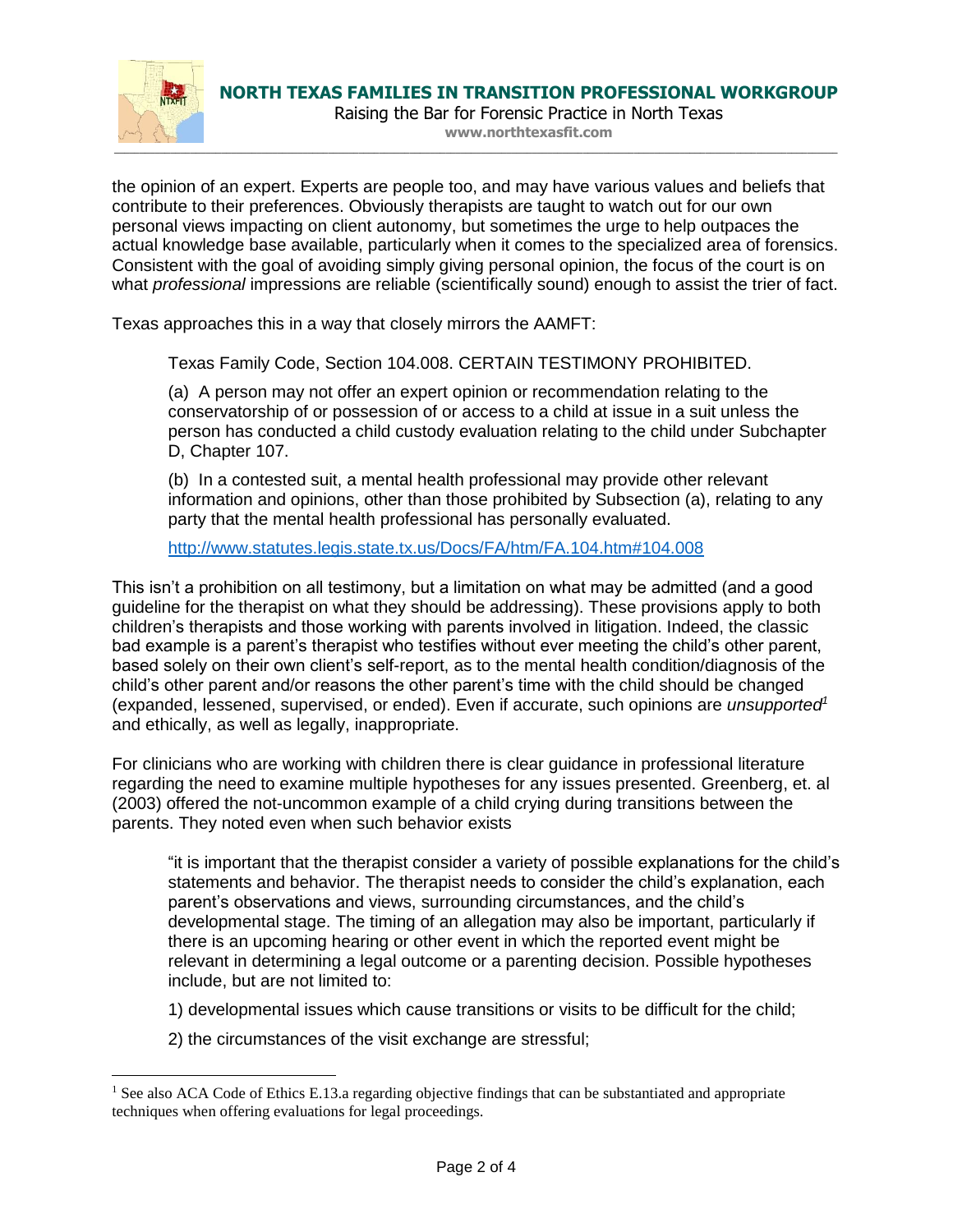the opinion of an expert. Experts are people too, and may have various values and beliefs that contribute to their preferences. Obviously therapists are taught to watch out for our own personal views impacting on client autonomy, but sometimes the urge to help outpaces the actual knowledge base available, particularly when it comes to the specialized area of forensics. Consistent with the goal of avoiding simply giving personal opinion, the focus of the court is on what *professional* impressions are reliable (scientifically sound) enough to assist the trier of fact.

Texas approaches this in a way that closely mirrors the AAMFT:

> Texas Family Code, Section 104.008. CERTAIN TESTIMONY PROHIBITED.
>
> (a) A person may not offer an expert opinion or recommendation relating to the conservatorship of or possession of or access to a child at issue in a suit unless the person has conducted a child custody evaluation relating to the child under Subchapter D, Chapter 107.
>
> (b) In a contested suit, a mental health professional may provide other relevant information and opinions, other than those prohibited by Subsection (a), relating to any party that the mental health professional has personally evaluated.
>
> http://www.statutes.legis.state.tx.us/Docs/FA/htm/FA.104.htm#104.008

This isn't a prohibition on all testimony, but a limitation on what may be admitted (and a good guideline for the therapist on what they should be addressing). These provisions apply to both children's therapists and those working with parents involved in litigation. Indeed, the classic bad example is a parent's therapist who testifies without ever meeting the child's other parent, based solely on their own client's self-report, as to the mental health condition/diagnosis of the child's other parent and/or reasons the other parent's time with the child should be changed (expanded, lessened, supervised, or ended). Even if accurate, such opinions are *unsupported*[1] and ethically, as well as legally, inappropriate.

For clinicians who are working with children there is clear guidance in professional literature regarding the need to examine multiple hypotheses for any issues presented. Greenberg, et. al (2003) offered the not-uncommon example of a child crying during transitions between the parents. They noted even when such behavior exists

> "it is important that the therapist consider a variety of possible explanations for the child's statements and behavior. The therapist needs to consider the child's explanation, each parent's observations and views, surrounding circumstances, and the child's developmental stage. The timing of an allegation may also be important, particularly if there is an upcoming hearing or other event in which the reported event might be relevant in determining a legal outcome or a parenting decision. Possible hypotheses include, but are not limited to:
>
> 1) developmental issues which cause transitions or visits to be difficult for the child;
>
> 2) the circumstances of the visit exchange are stressful;

[1] See also ACA Code of Ethics E.13.a regarding objective findings that can be substantiated and appropriate techniques when offering evaluations for legal proceedings.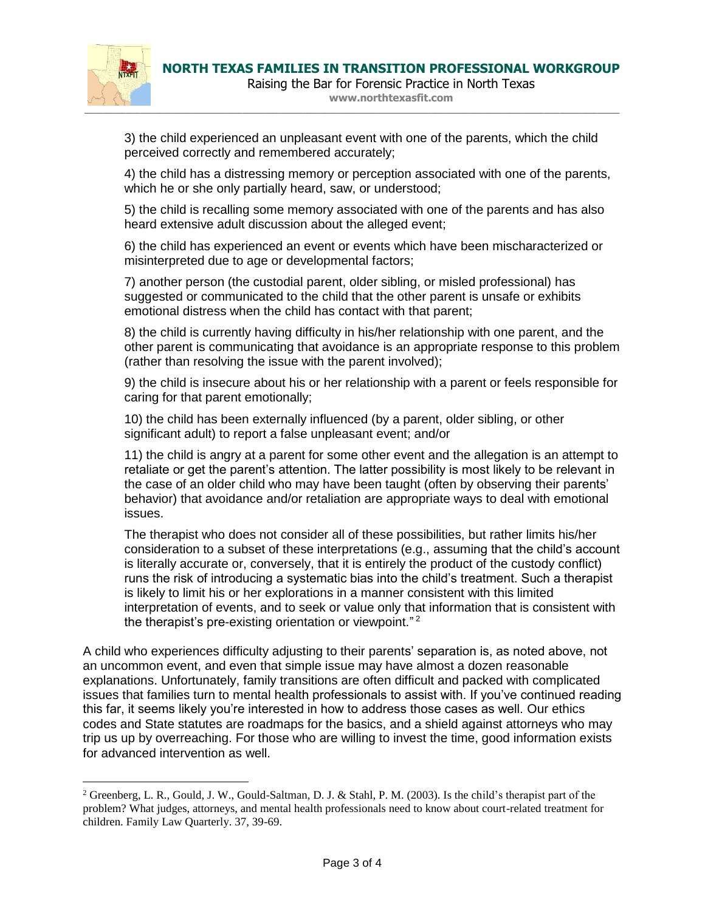3) the child experienced an unpleasant event with one of the parents, which the child perceived correctly and remembered accurately;

4) the child has a distressing memory or perception associated with one of the parents, which he or she only partially heard, saw, or understood;

5) the child is recalling some memory associated with one of the parents and has also heard extensive adult discussion about the alleged event;

6) the child has experienced an event or events which have been mischaracterized or misinterpreted due to age or developmental factors;

7) another person (the custodial parent, older sibling, or misled professional) has suggested or communicated to the child that the other parent is unsafe or exhibits emotional distress when the child has contact with that parent;

8) the child is currently having difficulty in his/her relationship with one parent, and the other parent is communicating that avoidance is an appropriate response to this problem (rather than resolving the issue with the parent involved);

9) the child is insecure about his or her relationship with a parent or feels responsible for caring for that parent emotionally;

10) the child has been externally influenced (by a parent, older sibling, or other significant adult) to report a false unpleasant event; and/or

11) the child is angry at a parent for some other event and the allegation is an attempt to retaliate or get the parent's attention. The latter possibility is most likely to be relevant in the case of an older child who may have been taught (often by observing their parents' behavior) that avoidance and/or retaliation are appropriate ways to deal with emotional issues.

The therapist who does not consider all of these possibilities, but rather limits his/her consideration to a subset of these interpretations (e.g., assuming that the child's account is literally accurate or, conversely, that it is entirely the product of the custody conflict) runs the risk of introducing a systematic bias into the child's treatment. Such a therapist is likely to limit his or her explorations in a manner consistent with this limited interpretation of events, and to seek or value only that information that is consistent with the therapist's pre-existing orientation or viewpoint."[2]

A child who experiences difficulty adjusting to their parents' separation is, as noted above, not an uncommon event, and even that simple issue may have almost a dozen reasonable explanations. Unfortunately, family transitions are often difficult and packed with complicated issues that families turn to mental health professionals to assist with. If you've continued reading this far, it seems likely you're interested in how to address those cases as well. Our ethics codes and State statutes are roadmaps for the basics, and a shield against attorneys who may trip us up by overreaching. For those who are willing to invest the time, good information exists for advanced intervention as well.

---

[2] Greenberg, L. R., Gould, J. W., Gould-Saltman, D. J. & Stahl, P. M. (2003). Is the child's therapist part of the problem? What judges, attorneys, and mental health professionals need to know about court-related treatment for children. Family Law Quarterly. 37, 39-69.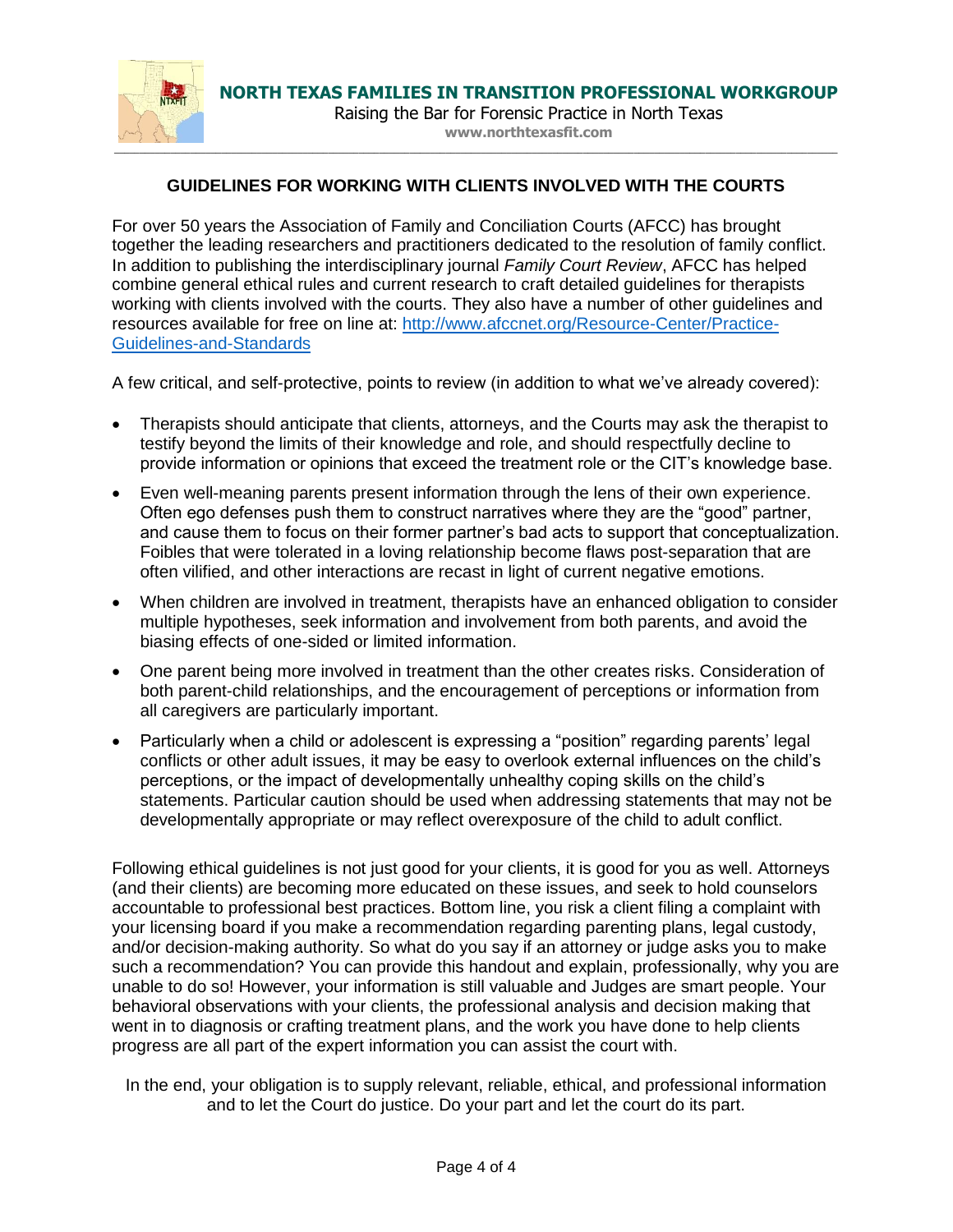**NORTH TEXAS FAMILIES IN TRANSITION PROFESSIONAL WORKGROUP**

Raising the Bar for Forensic Practice in North Texas

www.northtexasfit.com

## GUIDELINES FOR WORKING WITH CLIENTS INVOLVED WITH THE COURTS

For over 50 years the Association of Family and Conciliation Courts (AFCC) has brought together the leading researchers and practitioners dedicated to the resolution of family conflict. In addition to publishing the interdisciplinary journal *Family Court Review*, AFCC has helped combine general ethical rules and current research to craft detailed guidelines for therapists working with clients involved with the courts. They also have a number of other guidelines and resources available for free on line at: http://www.afccnet.org/Resource-Center/Practice-Guidelines-and-Standards

A few critical, and self-protective, points to review (in addition to what we've already covered):

- Therapists should anticipate that clients, attorneys, and the Courts may ask the therapist to testify beyond the limits of their knowledge and role, and should respectfully decline to provide information or opinions that exceed the treatment role or the CIT's knowledge base.
- Even well-meaning parents present information through the lens of their own experience. Often ego defenses push them to construct narratives where they are the "good" partner, and cause them to focus on their former partner's bad acts to support that conceptualization. Foibles that were tolerated in a loving relationship become flaws post-separation that are often vilified, and other interactions are recast in light of current negative emotions.
- When children are involved in treatment, therapists have an enhanced obligation to consider multiple hypotheses, seek information and involvement from both parents, and avoid the biasing effects of one-sided or limited information.
- One parent being more involved in treatment than the other creates risks. Consideration of both parent-child relationships, and the encouragement of perceptions or information from all caregivers are particularly important.
- Particularly when a child or adolescent is expressing a "position" regarding parents' legal conflicts or other adult issues, it may be easy to overlook external influences on the child's perceptions, or the impact of developmentally unhealthy coping skills on the child's statements. Particular caution should be used when addressing statements that may not be developmentally appropriate or may reflect overexposure of the child to adult conflict.

Following ethical guidelines is not just good for your clients, it is good for you as well. Attorneys (and their clients) are becoming more educated on these issues, and seek to hold counselors accountable to professional best practices. Bottom line, you risk a client filing a complaint with your licensing board if you make a recommendation regarding parenting plans, legal custody, and/or decision-making authority. So what do you say if an attorney or judge asks you to make such a recommendation? You can provide this handout and explain, professionally, why you are unable to do so! However, your information is still valuable and Judges are smart people. Your behavioral observations with your clients, the professional analysis and decision making that went in to diagnosis or crafting treatment plans, and the work you have done to help clients progress are all part of the expert information you can assist the court with.

In the end, your obligation is to supply relevant, reliable, ethical, and professional information and to let the Court do justice. Do your part and let the court do its part.